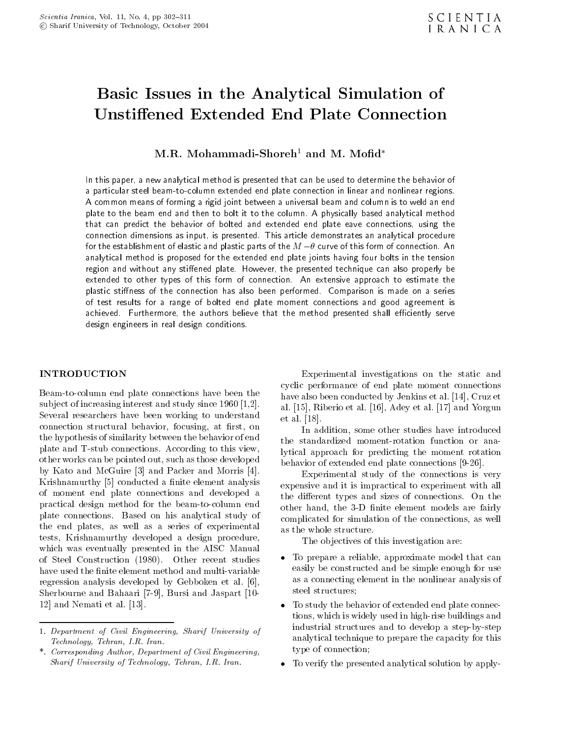# Basic Issues in the Analytical Simulation of Unstiffened Extended End Plate Connection

**M.R. Mohammadi-Shoreh[1] and M. Mofid[*]**

In this paper, a new analytical method is presented that can be used to determine the behavior of a particular steel beam-to-column extended end plate connection in linear and nonlinear regions. A common means of forming a rigid joint between a universal beam and column is to weld an end plate to the beam end and then to bolt it to the column. A physically based analytical method that can predict the behavior of bolted and extended end plate eave connections, using the connection dimensions as input, is presented. This article demonstrates an analytical procedure for the establishment of elastic and plastic parts of the $M-\theta$ curve of this form of connection. An analytical method is proposed for the extended end plate joints having four bolts in the tension region and without any stiffened plate. However, the presented technique can also properly be extended to other types of this form of connection. An extensive approach to estimate the plastic stiffness of the connection has also been performed. Comparison is made on a series of test results for a range of bolted end plate moment connections and good agreement is achieved. Furthermore, the authors believe that the method presented shall efficiently serve design engineers in real design conditions.

## INTRODUCTION

Beam-to-column end plate connections have been the subject of increasing interest and study since 1960 [1,2]. Several researchers have been working to understand connection structural behavior, focusing, at first, on the hypothesis of similarity between the behavior of end plate and T-stub connections. According to this view, other works can be pointed out, such as those developed by Kato and McGuire [3] and Packer and Morris [4]. Krishnamurthy [5] conducted a finite element analysis of moment end plate connections and developed a practical design method for the beam-to-column end plate connections. Based on his analytical study of the end plates, as well as a series of experimental tests, Krishnamurthy developed a design procedure, which was eventually presented in the AISC Manual of Steel Construction (1980). Other recent studies have used the finite element method and multi-variable regression analysis developed by Gebboken et al. [6], Sherbourne and Bahaari [7-9], Bursi and Jaspart [10-12] and Nemati et al. [13].

Experimental investigations on the static and cyclic performance of end plate moment connections have also been conducted by Jenkins et al. [14], Cruz et al. [15], Riberio et al. [16], Adey et al. [17] and Yorgun et al. [18].

In addition, some other studies have introduced the standardized moment-rotation function or analytical approach for predicting the moment rotation behavior of extended end plate connections [9-26].

Experimental study of the connections is very expensive and it is impractical to experiment with all the different types and sizes of connections. On the other hand, the 3-D finite element models are fairly complicated for simulation of the connections, as well as the whole structure.

The objectives of this investigation are:

- To prepare a reliable, approximate model that can easily be constructed and be simple enough for use as a connecting element in the nonlinear analysis of steel structures;
- To study the behavior of extended end plate connections, which is widely used in high-rise buildings and industrial structures and to develop a step-by-step analytical technique to prepare the capacity for this type of connection;
- To verify the presented analytical solution by apply-

1. *Department of Civil Engineering, Sharif University of Technology, Tehran, I.R. Iran.*

\*. *Corresponding Author, Department of Civil Engineering, Sharif University of Technology, Tehran, I.R. Iran.*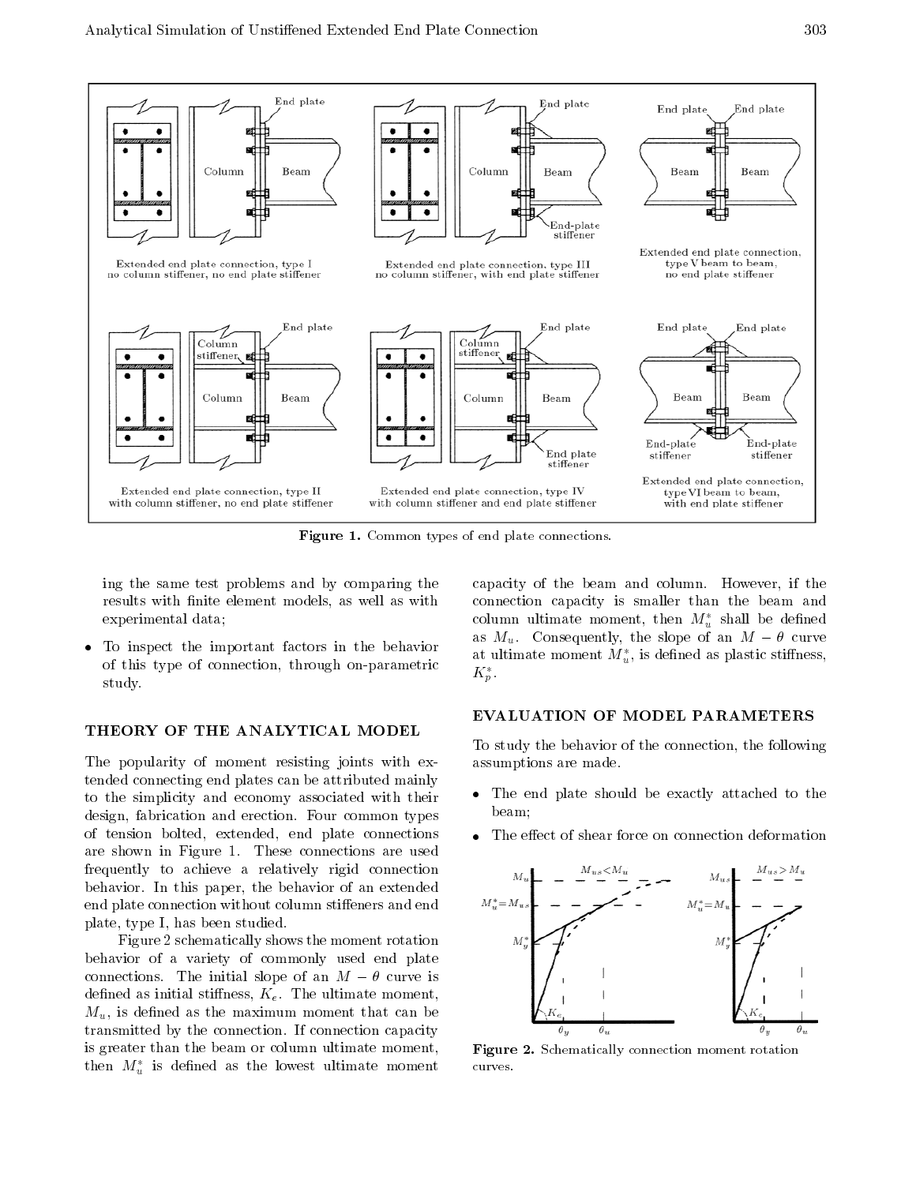Figure 1. Common types of end plate connections.

ing the same test problems and by comparing the results with finite element models, as well as with experimental data;

- To inspect the important factors in the behavior of this type of connection, through on-parametric study.

## THEORY OF THE ANALYTICAL MODEL

The popularity of moment resisting joints with extended connecting end plates can be attributed mainly to the simplicity and economy associated with their design, fabrication and erection. Four common types of tension bolted, extended, end plate connections are shown in Figure 1. These connections are used frequently to achieve a relatively rigid connection behavior. In this paper, the behavior of an extended end plate connection without column stiffeners and end plate, type I, has been studied.

Figure 2 schematically shows the moment rotation behavior of a variety of commonly used end plate connections. The initial slope of an $M-\theta$ curve is defined as initial stiffness, $K_e$. The ultimate moment, $M_u$, is defined as the maximum moment that can be transmitted by the connection. If connection capacity is greater than the beam or column ultimate moment, then $M_u^*$ is defined as the lowest ultimate moment capacity of the beam and column. However, if the connection capacity is smaller than the beam and column ultimate moment, then $M_u^*$ shall be defined as $M_u$. Consequently, the slope of an $M-\theta$ curve at ultimate moment $M_u^*$, is defined as plastic stiffness, $K_p^*$.

## EVALUATION OF MODEL PARAMETERS

To study the behavior of the connection, the following assumptions are made.

- The end plate should be exactly attached to the beam;
- The effect of shear force on connection deformation

Figure 2. Schematically connection moment rotation curves.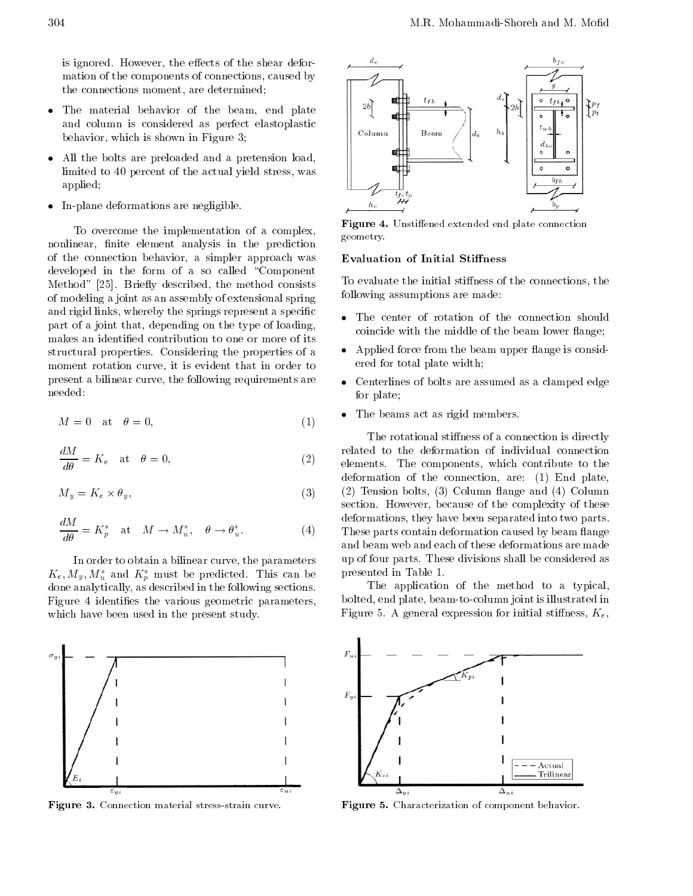is ignored. However, the effects of the shear deformation of the components of connections, caused by the connections moment, are determined;

- The material behavior of the beam, end plate and column is considered as perfect elastoplastic behavior, which is shown in Figure 3;
- All the bolts are preloaded and a pretension load, limited to 40 percent of the actual yield stress, was applied;
- In-plane deformations are negligible.

To overcome the implementation of a complex, nonlinear, finite element analysis in the prediction of the connection behavior, a simpler approach was developed in the form of a so called "Component Method" [25]. Briefly described, the method consists of modeling a joint as an assembly of extensional spring and rigid links, whereby the springs represent a specific part of a joint that, depending on the type of loading, makes an identified contribution to one or more of its structural properties. Considering the properties of a moment rotation curve, it is evident that in order to present a bilinear curve, the following requirements are needed:

$$M = 0 \quad \text{at} \quad \theta = 0, \tag{1}$$

$$\frac{dM}{d\theta} = K_e \quad \text{at} \quad \theta = 0, \tag{2}$$

$$M_y = K_e \times \theta_y, \tag{3}$$

$$\frac{dM}{d\theta} = K_p^* \quad \text{at} \quad M \rightarrow M_u^*, \quad \theta \rightarrow \theta_u^*. \tag{4}$$

In order to obtain a bilinear curve, the parameters $K_e, M_y, M_u^*$ and $K_p^*$ must be predicted. This can be done analytically, as described in the following sections. Figure 4 identifies the various geometric parameters, which have been used in the present study.

Figure 3. Connection material stress-strain curve.

Figure 4. Unstiffened extended end plate connection geometry.

## Evaluation of Initial Stiffness

To evaluate the initial stiffness of the connections, the following assumptions are made:

- The center of rotation of the connection should coincide with the middle of the beam lower flange;
- Applied force from the beam upper flange is considered for total plate width;
- Centerlines of bolts are assumed as a clamped edge for plate;
- The beams act as rigid members.

The rotational stiffness of a connection is directly related to the deformation of individual connection elements. The components, which contribute to the deformation of the connection, are: (1) End plate, (2) Tension bolts, (3) Column flange and (4) Column section. However, because of the complexity of these deformations, they have been separated into two parts. These parts contain deformation caused by beam flange and beam web and each of these deformations are made up of four parts. These divisions shall be considered as presented in Table 1.

The application of the method to a typical, bolted, end plate, beam-to-column joint is illustrated in Figure 5. A general expression for initial stiffness, $K_e$,

Figure 5. Characterization of component behavior.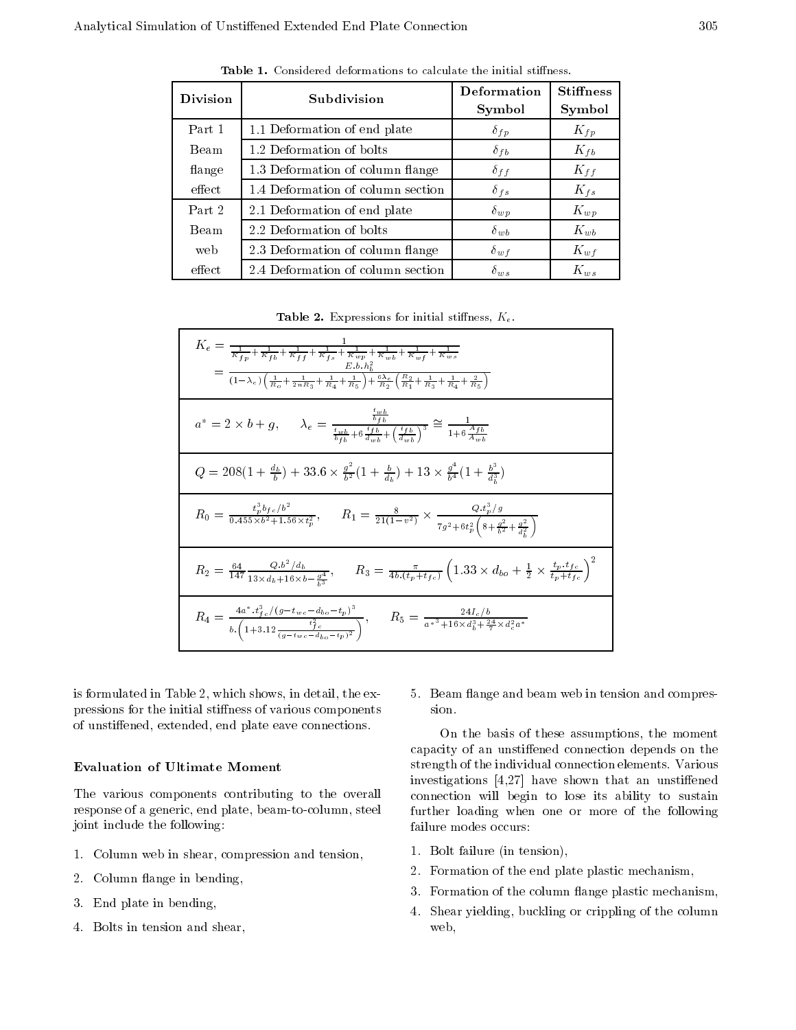Table 1. Considered deformations to calculate the initial stiffness.

| Division | Subdivision | Deformation Symbol | Stiffness Symbol |
|---|---|---|---|
| Part 1 | 1.1 Deformation of end plate | $\delta_{fp}$ | $K_{fp}$ |
| Beam | 1.2 Deformation of bolts | $\delta_{fb}$ | $K_{fb}$ |
| flange | 1.3 Deformation of column flange | $\delta_{ff}$ | $K_{ff}$ |
| effect | 1.4 Deformation of column section | $\delta_{fs}$ | $K_{fs}$ |
| Part 2 | 2.1 Deformation of end plate | $\delta_{wp}$ | $K_{wp}$ |
| Beam | 2.2 Deformation of bolts | $\delta_{wb}$ | $K_{wb}$ |
| web | 2.3 Deformation of column flange | $\delta_{wf}$ | $K_{wf}$ |
| effect | 2.4 Deformation of column section | $\delta_{ws}$ | $K_{ws}$ |

Table 2. Expressions for initial stiffness, $K_e$.

$$K_e = \frac{1}{\frac{1}{K_{fp}}+\frac{1}{K_{fb}}+\frac{1}{K_{ff}}+\frac{1}{K_{fs}}+\frac{1}{K_{wp}}+\frac{1}{K_{wb}}+\frac{1}{K_{wf}}+\frac{1}{K_{ws}}} = \frac{E.b.h_b^2}{(1-\lambda_e)\left(\frac{1}{R_o}+\frac{1}{2nR_3}+\frac{1}{R_4}+\frac{1}{R_5}\right)+\frac{6\lambda_e}{R_2}\left(\frac{R_2}{R_1}+\frac{1}{R_3}+\frac{1}{R_4}+\frac{2}{R_5}\right)}$$

$$a^* = 2\times b+g, \qquad \lambda_e = \frac{\frac{t_{wb}}{b_{fb}}}{\frac{t_{wb}}{b_{fb}}+6\frac{t_{fb}}{d_{wb}}+\left(\frac{t_{fb}}{d_{wb}}\right)^3} \cong \frac{1}{1+6\frac{A_{fb}}{A_{wb}}}$$

$$Q = 208\left(1+\frac{d_b}{b}\right)+33.6\times\frac{g^2}{b^2}\left(1+\frac{b}{d_b}\right)+13\times\frac{g^4}{b^4}\left(1+\frac{b^3}{d_b^3}\right)$$

$$R_0 = \frac{t_p^3 b_{fc}/b^2}{0.455\times b^2+1.56\times t_p^2}, \qquad R_1 = \frac{8}{21(1-v^2)}\times\frac{Q.t_p^3/g}{7g^2+6t_p^2\left(8+\frac{g^2}{b^2}+\frac{g^2}{d_b^2}\right)}$$

$$R_2 = \frac{64}{147}\frac{Q.b^2/d_b}{13\times d_b+16\times b-\frac{g^4}{b^3}}, \qquad R_3 = \frac{\pi}{4b.(t_p+t_{fc})}\left(1.33\times d_{bo}+\frac{1}{2}\times\frac{t_p.t_{fc}}{t_p+t_{fc}}\right)^2$$

$$R_4 = \frac{4a^*.t_{fc}^3/(g-t_{wc}-d_{bo}-t_p)^3}{b.\left(1+3.12\frac{t_{fc}^2}{(g-t_{wc}-d_{bo}-t_p)^2}\right)}, \qquad R_5 = \frac{24I_c/b}{a^{*3}+16\times d_b^3+\frac{24}{7}\times d_c^2 a^*}$$

is formulated in Table 2, which shows, in detail, the expressions for the initial stiffness of various components of unstiffened, extended, end plate eave connections.

### Evaluation of Ultimate Moment

The various components contributing to the overall response of a generic, end plate, beam-to-column, steel joint include the following:

1. Column web in shear, compression and tension,
2. Column flange in bending,
3. End plate in bending,
4. Bolts in tension and shear,
5. Beam flange and beam web in tension and compression.

On the basis of these assumptions, the moment capacity of an unstiffened connection depends on the strength of the individual connection elements. Various investigations [4,27] have shown that an unstiffened connection will begin to lose its ability to sustain further loading when one or more of the following failure modes occurs:

1. Bolt failure (in tension),
2. Formation of the end plate plastic mechanism,
3. Formation of the column flange plastic mechanism,
4. Shear yielding, buckling or crippling of the column web,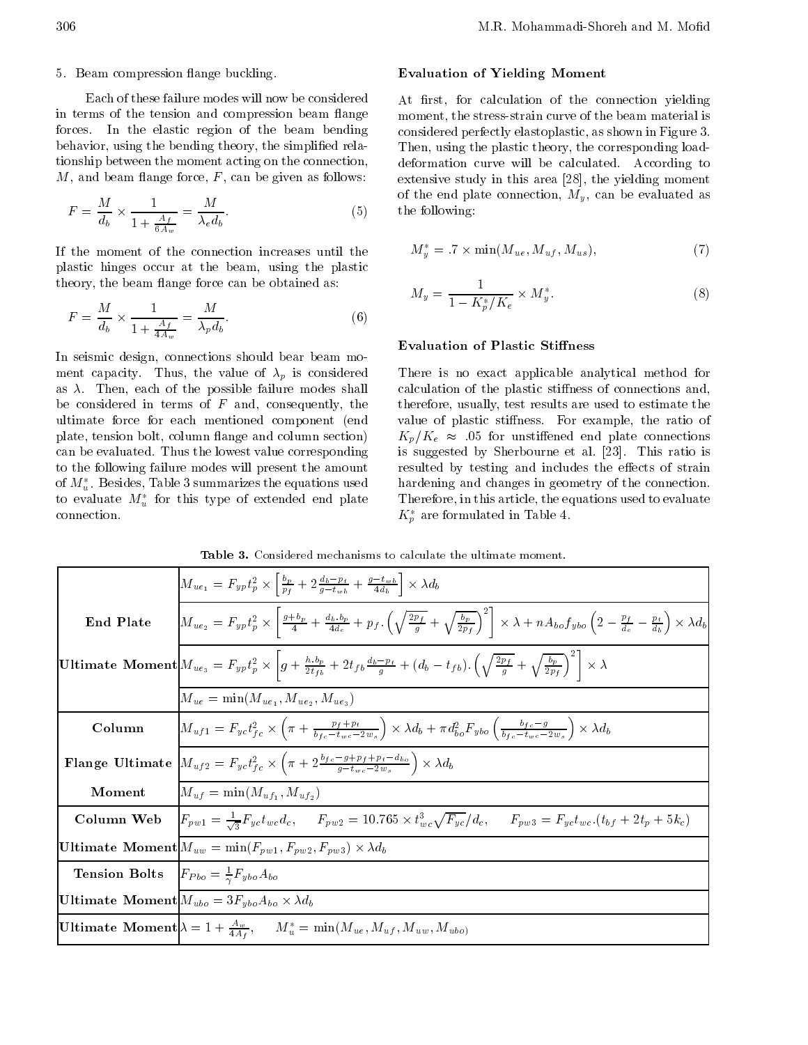5. Beam compression flange buckling.

Each of these failure modes will now be considered in terms of the tension and compression beam flange forces. In the elastic region of the beam bending behavior, using the bending theory, the simplified relationship between the moment acting on the connection, $M$, and beam flange force, $F$, can be given as follows:

$$F = \frac{M}{d_b} \times \frac{1}{1 + \frac{A_f}{6A_w}} = \frac{M}{\lambda_e d_b}. \tag{5}$$

If the moment of the connection increases until the plastic hinges occur at the beam, using the plastic theory, the beam flange force can be obtained as:

$$F = \frac{M}{d_b} \times \frac{1}{1 + \frac{A_f}{4A_w}} = \frac{M}{\lambda_p d_b}. \tag{6}$$

In seismic design, connections should bear beam moment capacity. Thus, the value of $\lambda_p$ is considered as $\lambda$. Then, each of the possible failure modes shall be considered in terms of $F$ and, consequently, the ultimate force for each mentioned component (end plate, tension bolt, column flange and column section) can be evaluated. Thus the lowest value corresponding to the following failure modes will present the amount of $M_u^*$. Besides, Table 3 summarizes the equations used to evaluate $M_u^*$ for this type of extended end plate connection.

### Evaluation of Yielding Moment

At first, for calculation of the connection yielding moment, the stress-strain curve of the beam material is considered perfectly elastoplastic, as shown in Figure 3. Then, using the plastic theory, the corresponding load-deformation curve will be calculated. According to extensive study in this area [28], the yielding moment of the end plate connection, $M_y$, can be evaluated as the following:

$$M_y^* = .7 \times \min(M_{ue}, M_{uf}, M_{us}), \tag{7}$$

$$M_y = \frac{1}{1 - K_p^*/K_e} \times M_y^*. \tag{8}$$

### Evaluation of Plastic Stiffness

There is no exact applicable analytical method for calculation of the plastic stiffness of connections and, therefore, usually, test results are used to estimate the value of plastic stiffness. For example, the ratio of $K_p/K_e \approx .05$ for unstiffened end plate connections is suggested by Sherbourne et al. [23]. This ratio is resulted by testing and includes the effects of strain hardening and changes in geometry of the connection. Therefore, in this article, the equations used to evaluate $K_p^*$ are formulated in Table 4.

**Table 3.** Considered mechanisms to calculate the ultimate moment.

| | |
|---|---|
| **End Plate** | $M_{ue_1} = F_{yp} t_p^2 \times \left[\frac{b_p}{p_f} + 2\frac{d_b - p_t}{g - t_{wb}} + \frac{g - t_{wb}}{4d_b}\right] \times \lambda d_b$ |
| | $M_{ue_2} = F_{yp} t_p^2 \times \left[\frac{g + b_p}{4} + \frac{d_b . b_p}{4d_c} + p_f . \left(\sqrt{\frac{2p_f}{g}} + \sqrt{\frac{b_p}{2p_f}}\right)^2\right] \times \lambda + nA_{bo} f_{ybo} \left(2 - \frac{p_f}{d_c} - \frac{p_t}{d_b}\right) \times \lambda d_b$ |
| **Ultimate Moment** | $M_{ue_3} = F_{yp} t_p^2 \times \left[g + \frac{h . b_p}{2t_{fb}} + 2t_{fb}\frac{d_b - p_t}{g} + (d_b - t_{fb}) . \left(\sqrt{\frac{2p_f}{g}} + \sqrt{\frac{b_p}{2p_f}}\right)^2\right] \times \lambda$ |
| | $M_{ue} = \min(M_{ue_1}, M_{ue_2}, M_{ue_3})$ |
| **Column** | $M_{uf1} = F_{yc} t_{fc}^2 \times \left(\pi + \frac{p_f + p_t}{b_{fc} - t_{wc} - 2w_s}\right) \times \lambda d_b + \pi d_{bo}^2 F_{ybo} \left(\frac{b_{fc} - g}{b_{fc} - t_{wc} - 2w_s}\right) \times \lambda d_b$ |
| **Flange Ultimate** | $M_{uf2} = F_{yc} t_{fc}^2 \times \left(\pi + 2\frac{b_{fc} - g + p_f + p_t - d_{bo}}{g - t_{wc} - 2w_s}\right) \times \lambda d_b$ |
| **Moment** | $M_{uf} = \min(M_{uf_1}, M_{uf_2})$ |
| **Column Web** | $F_{pw1} = \frac{1}{\sqrt{3}} F_{yc} t_{wc} d_c, \quad F_{pw2} = 10.765 \times t_{wc}^3 \sqrt{F_{yc}}/d_c, \quad F_{pw3} = F_{yc} t_{wc} . (t_{bf} + 2t_p + 5k_c)$ |
| **Ultimate Moment** | $M_{uw} = \min(F_{pw1}, F_{pw2}, F_{pw3}) \times \lambda d_b$ |
| **Tension Bolts** | $F_{Pbo} = \frac{1}{\gamma} F_{ybo} A_{bo}$ |
| **Ultimate Moment** | $M_{ubo} = 3F_{ybo} A_{bo} \times \lambda d_b$ |
| **Ultimate Moment** | $\lambda = 1 + \frac{A_w}{4A_f}, \quad M_u^* = \min(M_{ue}, M_{uf}, M_{uw}, M_{ubo})$ |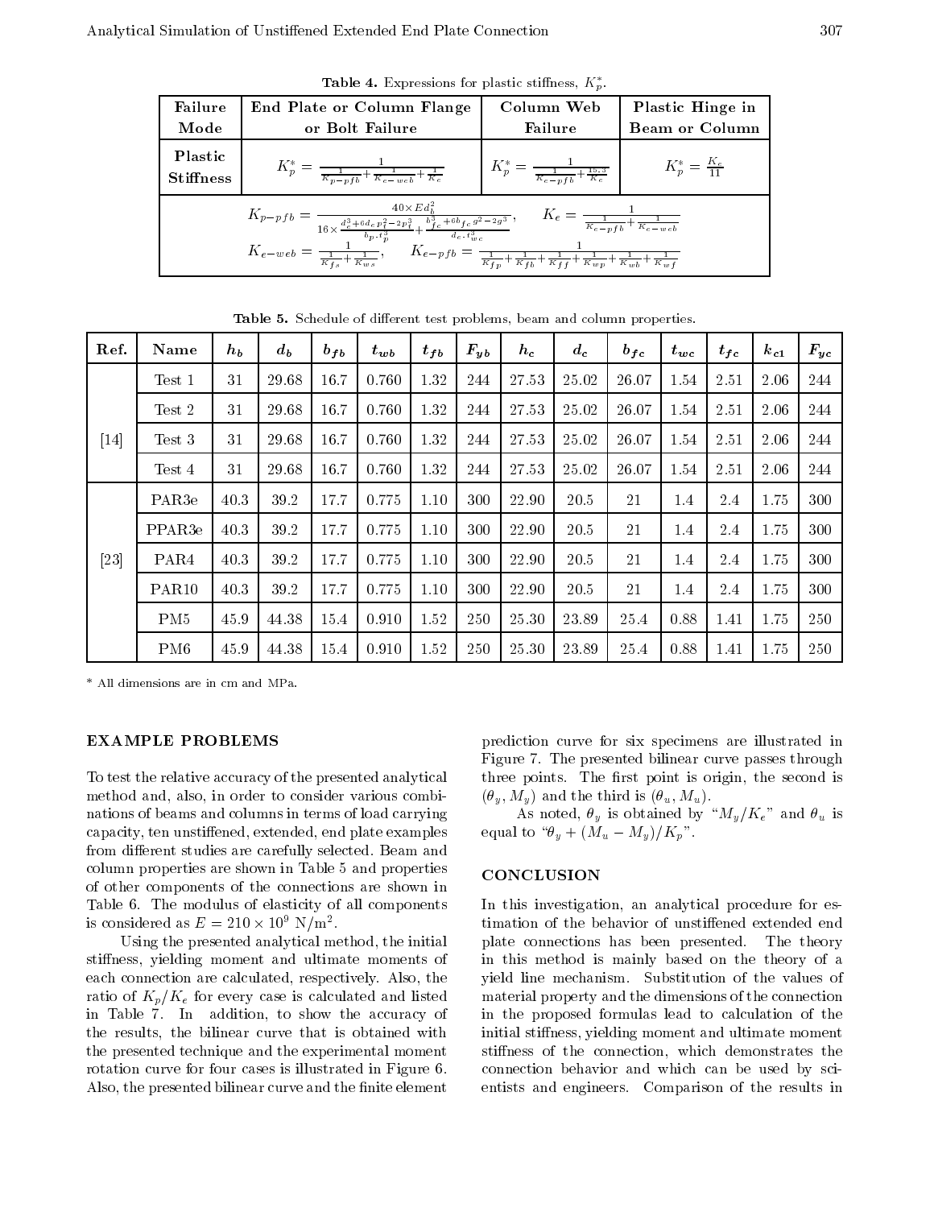**Table 4.** Expressions for plastic stiffness, $K_p^*$.

| Failure Mode | End Plate or Column Flange or Bolt Failure | Column Web Failure | Plastic Hinge in Beam or Column |
|---|---|---|---|
| Plastic Stiffness | $K_p^* = \frac{1}{\frac{1}{K_{p-pfb}} + \frac{1}{K_{e-web}} + \frac{1}{K_e}}$ | $K_p^* = \frac{1}{\frac{1}{K_{e-pfb}} + \frac{15.3}{K_e}}$ | $K_p^* = \frac{K_e}{11}$ |

$$K_{p-pfb} = \frac{40 \times E d_b^2}{16 \times \frac{d_e^3 + 6 d_e p_f^2 - 2 p_f^3}{b_p . t_p^3} + \frac{b_{fc}^3 + 6 b_{fc} g^2 - 2 g^3}{d_c . t_{wc}^3}}, \qquad K_e = \frac{1}{\frac{1}{K_{e-pfb}} + \frac{1}{K_{e-web}}}$$

$$K_{e-web} = \frac{1}{\frac{1}{K_{fs}} + \frac{1}{K_{ws}}}, \qquad K_{e-pfb} = \frac{1}{\frac{1}{K_{fp}} + \frac{1}{K_{fb}} + \frac{1}{K_{ff}} + \frac{1}{K_{wp}} + \frac{1}{K_{wb}} + \frac{1}{K_{wf}}}$$

**Table 5.** Schedule of different test problems, beam and column properties.

| Ref. | Name | $h_b$ | $d_b$ | $b_{fb}$ | $t_{wb}$ | $t_{fb}$ | $F_{yb}$ | $h_c$ | $d_c$ | $b_{fc}$ | $t_{wc}$ | $t_{fc}$ | $k_{c1}$ | $F_{yc}$ |
|---|---|---|---|---|---|---|---|---|---|---|---|---|---|---|
| [14] | Test 1 | 31 | 29.68 | 16.7 | 0.760 | 1.32 | 244 | 27.53 | 25.02 | 26.07 | 1.54 | 2.51 | 2.06 | 244 |
| | Test 2 | 31 | 29.68 | 16.7 | 0.760 | 1.32 | 244 | 27.53 | 25.02 | 26.07 | 1.54 | 2.51 | 2.06 | 244 |
| | Test 3 | 31 | 29.68 | 16.7 | 0.760 | 1.32 | 244 | 27.53 | 25.02 | 26.07 | 1.54 | 2.51 | 2.06 | 244 |
| | Test 4 | 31 | 29.68 | 16.7 | 0.760 | 1.32 | 244 | 27.53 | 25.02 | 26.07 | 1.54 | 2.51 | 2.06 | 244 |
| [23] | PAR3e | 40.3 | 39.2 | 17.7 | 0.775 | 1.10 | 300 | 22.90 | 20.5 | 21 | 1.4 | 2.4 | 1.75 | 300 |
| | PPAR3e | 40.3 | 39.2 | 17.7 | 0.775 | 1.10 | 300 | 22.90 | 20.5 | 21 | 1.4 | 2.4 | 1.75 | 300 |
| | PAR4 | 40.3 | 39.2 | 17.7 | 0.775 | 1.10 | 300 | 22.90 | 20.5 | 21 | 1.4 | 2.4 | 1.75 | 300 |
| | PAR10 | 40.3 | 39.2 | 17.7 | 0.775 | 1.10 | 300 | 22.90 | 20.5 | 21 | 1.4 | 2.4 | 1.75 | 300 |
| | PM5 | 45.9 | 44.38 | 15.4 | 0.910 | 1.52 | 250 | 25.30 | 23.89 | 25.4 | 0.88 | 1.41 | 1.75 | 250 |
| | PM6 | 45.9 | 44.38 | 15.4 | 0.910 | 1.52 | 250 | 25.30 | 23.89 | 25.4 | 0.88 | 1.41 | 1.75 | 250 |

\* All dimensions are in cm and MPa.

## EXAMPLE PROBLEMS

To test the relative accuracy of the presented analytical method and, also, in order to consider various combinations of beams and columns in terms of load carrying capacity, ten unstiffened, extended, end plate examples from different studies are carefully selected. Beam and column properties are shown in Table 5 and properties of other components of the connections are shown in Table 6. The modulus of elasticity of all components is considered as $E = 210 \times 10^9$ N/m$^2$.

Using the presented analytical method, the initial stiffness, yielding moment and ultimate moments of each connection are calculated, respectively. Also, the ratio of $K_p/K_e$ for every case is calculated and listed in Table 7. In addition, to show the accuracy of the results, the bilinear curve that is obtained with the presented technique and the experimental moment rotation curve for four cases is illustrated in Figure 6. Also, the presented bilinear curve and the finite element prediction curve for six specimens are illustrated in Figure 7. The presented bilinear curve passes through three points. The first point is origin, the second is $(\theta_y, M_y)$ and the third is $(\theta_u, M_u)$.

As noted, $\theta_y$ is obtained by "$M_y/K_e$" and $\theta_u$ is equal to "$\theta_y + (M_u - M_y)/K_p$".

## CONCLUSION

In this investigation, an analytical procedure for estimation of the behavior of unstiffened extended end plate connections has been presented. The theory in this method is mainly based on the theory of a yield line mechanism. Substitution of the values of material property and the dimensions of the connection in the proposed formulas lead to calculation of the initial stiffness, yielding moment and ultimate moment stiffness of the connection, which demonstrates the connection behavior and which can be used by scientists and engineers. Comparison of the results in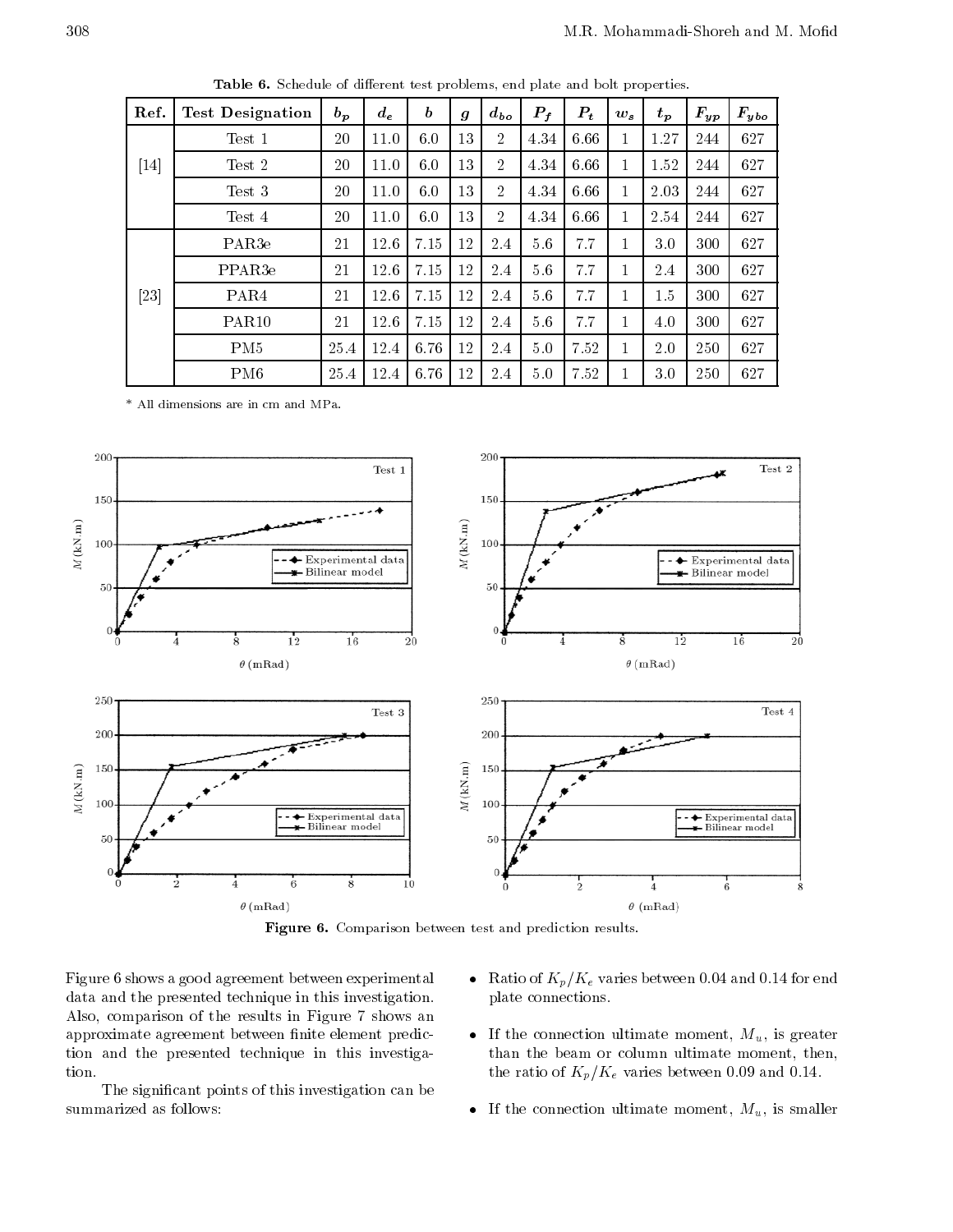**Table 6.** Schedule of different test problems, end plate and bolt properties.

| Ref. | Test Designation | $b_p$ | $d_e$ | $b$ | $g$ | $d_{bo}$ | $P_f$ | $P_t$ | $w_s$ | $t_p$ | $F_{yp}$ | $F_{ybo}$ |
|---|---|---|---|---|---|---|---|---|---|---|---|---|
| [14] | Test 1 | 20 | 11.0 | 6.0 | 13 | 2 | 4.34 | 6.66 | 1 | 1.27 | 244 | 627 |
| | Test 2 | 20 | 11.0 | 6.0 | 13 | 2 | 4.34 | 6.66 | 1 | 1.52 | 244 | 627 |
| | Test 3 | 20 | 11.0 | 6.0 | 13 | 2 | 4.34 | 6.66 | 1 | 2.03 | 244 | 627 |
| | Test 4 | 20 | 11.0 | 6.0 | 13 | 2 | 4.34 | 6.66 | 1 | 2.54 | 244 | 627 |
| [23] | PAR3e | 21 | 12.6 | 7.15 | 12 | 2.4 | 5.6 | 7.7 | 1 | 3.0 | 300 | 627 |
| | PPAR3e | 21 | 12.6 | 7.15 | 12 | 2.4 | 5.6 | 7.7 | 1 | 2.4 | 300 | 627 |
| | PAR4 | 21 | 12.6 | 7.15 | 12 | 2.4 | 5.6 | 7.7 | 1 | 1.5 | 300 | 627 |
| | PAR10 | 21 | 12.6 | 7.15 | 12 | 2.4 | 5.6 | 7.7 | 1 | 4.0 | 300 | 627 |
| | PM5 | 25.4 | 12.4 | 6.76 | 12 | 2.4 | 5.0 | 7.52 | 1 | 2.0 | 250 | 627 |
| | PM6 | 25.4 | 12.4 | 6.76 | 12 | 2.4 | 5.0 | 7.52 | 1 | 3.0 | 250 | 627 |

\* All dimensions are in cm and MPa.

**Figure 6.** Comparison between test and prediction results.

Figure 6 shows a good agreement between experimental data and the presented technique in this investigation. Also, comparison of the results in Figure 7 shows an approximate agreement between finite element prediction and the presented technique in this investigation.

The significant points of this investigation can be summarized as follows:

- Ratio of $K_p/K_e$ varies between 0.04 and 0.14 for end plate connections.
- If the connection ultimate moment, $M_u$, is greater than the beam or column ultimate moment, then, the ratio of $K_p/K_e$ varies between 0.09 and 0.14.
- If the connection ultimate moment, $M_u$, is smaller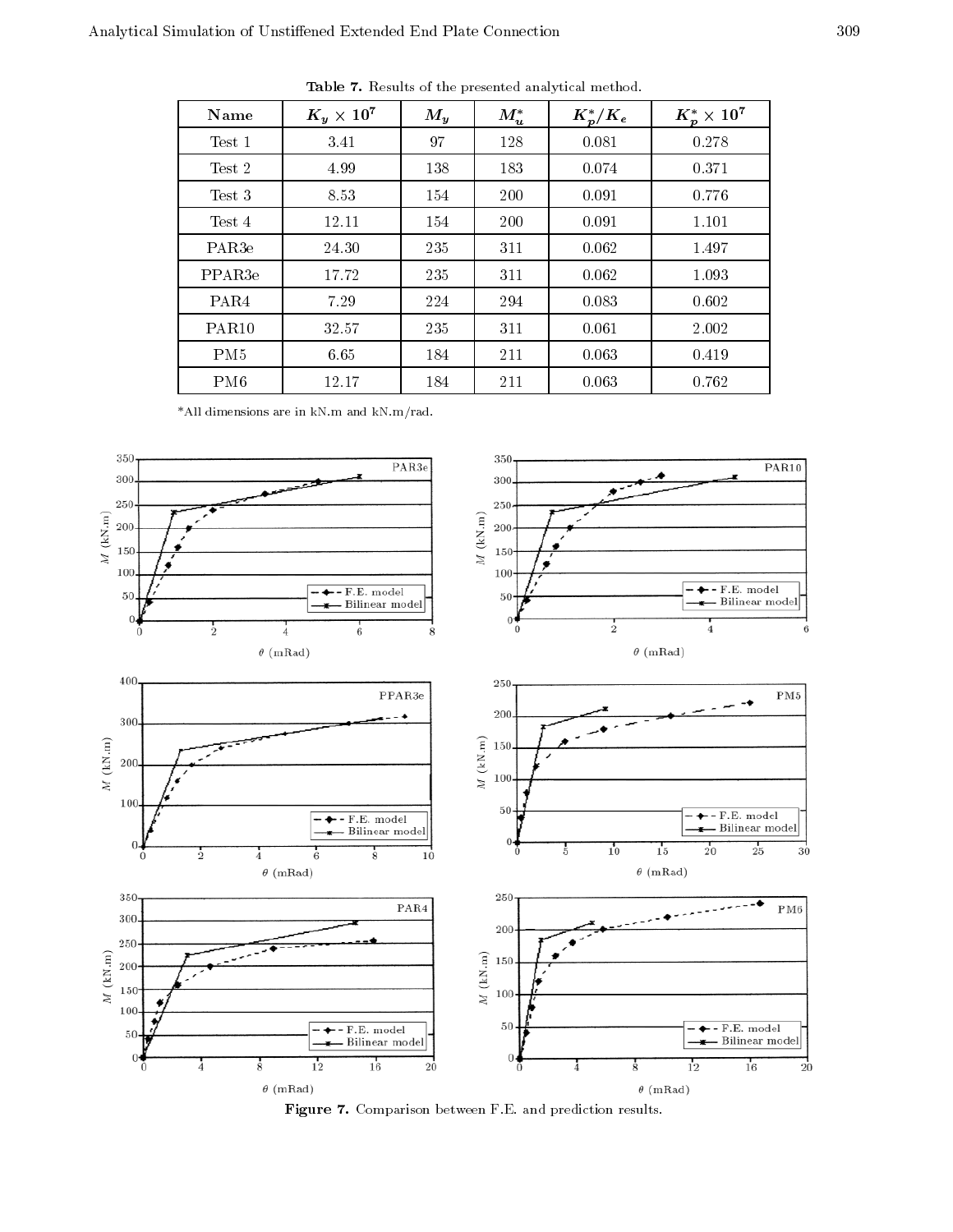**Table 7.** Results of the presented analytical method.

| Name | $K_y \times 10^7$ | $M_y$ | $M_u^*$ | $K_p^*/K_e$ | $K_p^* \times 10^7$ |
|---|---|---|---|---|---|
| Test 1 | 3.41 | 97 | 128 | 0.081 | 0.278 |
| Test 2 | 4.99 | 138 | 183 | 0.074 | 0.371 |
| Test 3 | 8.53 | 154 | 200 | 0.091 | 0.776 |
| Test 4 | 12.11 | 154 | 200 | 0.091 | 1.101 |
| PAR3e | 24.30 | 235 | 311 | 0.062 | 1.497 |
| PPAR3e | 17.72 | 235 | 311 | 0.062 | 1.093 |
| PAR4 | 7.29 | 224 | 294 | 0.083 | 0.602 |
| PAR10 | 32.57 | 235 | 311 | 0.061 | 2.002 |
| PM5 | 6.65 | 184 | 211 | 0.063 | 0.419 |
| PM6 | 12.17 | 184 | 211 | 0.063 | 0.762 |

*All dimensions are in kN.m and kN.m/rad.

**Figure 7.** Comparison between F.E. and prediction results.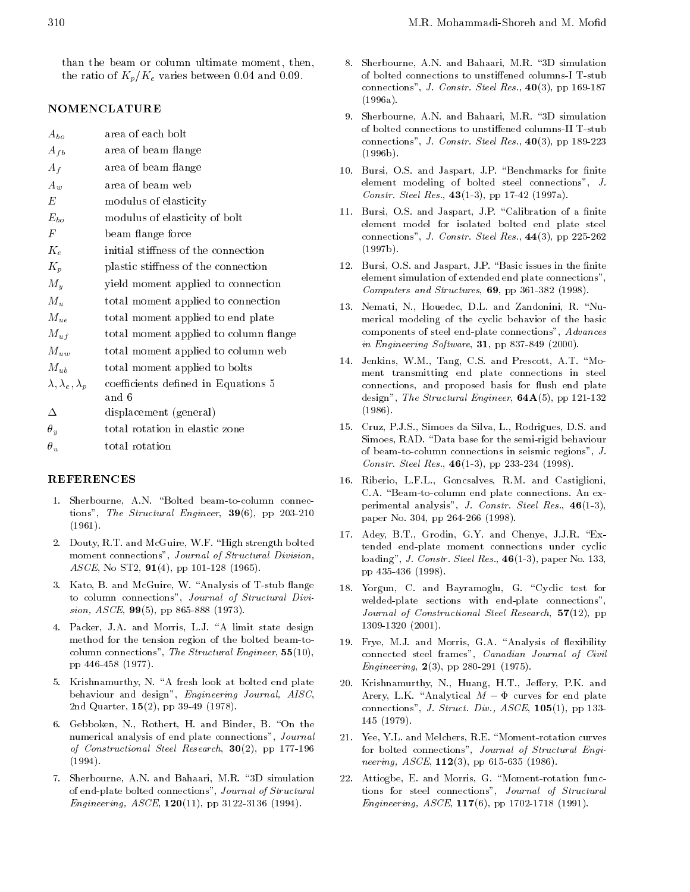than the beam or column ultimate moment, then, the ratio of $K_p/K_e$ varies between 0.04 and 0.09.

## NOMENCLATURE

| | |
|---|---|
| $A_{bo}$ | area of each bolt |
| $A_{fb}$ | area of beam flange |
| $A_f$ | area of beam flange |
| $A_w$ | area of beam web |
| $E$ | modulus of elasticity |
| $E_{bo}$ | modulus of elasticity of bolt |
| $F$ | beam flange force |
| $K_e$ | initial stiffness of the connection |
| $K_p$ | plastic stiffness of the connection |
| $M_y$ | yield moment applied to connection |
| $M_u$ | total moment applied to connection |
| $M_{ue}$ | total moment applied to end plate |
| $M_{uf}$ | total moment applied to column flange |
| $M_{uw}$ | total moment applied to column web |
| $M_{ub}$ | total moment applied to bolts |
| $\lambda, \lambda_e, \lambda_p$ | coefficients defined in Equations 5 and 6 |
| $\Delta$ | displacement (general) |
| $\theta_y$ | total rotation in elastic zone |
| $\theta_u$ | total rotation |

## REFERENCES

1. Sherbourne, A.N. "Bolted beam-to-column connections", *The Structural Engineer*, **39**(6), pp 203-210 (1961).
2. Douty, R.T. and McGuire, W.F. "High strength bolted moment connections", *Journal of Structural Division, ASCE*, No ST2, **91**(4), pp 101-128 (1965).
3. Kato, B. and McGuire, W. "Analysis of T-stub flange to column connections", *Journal of Structural Division, ASCE*, **99**(5), pp 865-888 (1973).
4. Packer, J.A. and Morris, L.J. "A limit state design method for the tension region of the bolted beam-to-column connections", *The Structural Engineer*, **55**(10), pp 446-458 (1977).
5. Krishnamurthy, N. "A fresh look at bolted end plate behaviour and design", *Engineering Journal, AISC*, 2nd Quarter, **15**(2), pp 39-49 (1978).
6. Gebboken, N., Rothert, H. and Binder, B. "On the numerical analysis of end plate connections", *Journal of Constructional Steel Research*, **30**(2), pp 177-196 (1994).
7. Sherbourne, A.N. and Bahaari, M.R. "3D simulation of end-plate bolted connections", *Journal of Structural Engineering, ASCE*, **120**(11), pp 3122-3136 (1994).
8. Sherbourne, A.N. and Bahaari, M.R. "3D simulation of bolted connections to unstiffened columns-I T-stub connections", *J. Constr. Steel Res.*, **40**(3), pp 169-187 (1996a).
9. Sherbourne, A.N. and Bahaari, M.R. "3D simulation of bolted connections to unstiffened columns-II T-stub connections", *J. Constr. Steel Res.*, **40**(3), pp 189-223 (1996b).
10. Bursi, O.S. and Jaspart, J.P. "Benchmarks for finite element modeling of bolted steel connections", *J. Constr. Steel Res.*, **43**(1-3), pp 17-42 (1997a).
11. Bursi, O.S. and Jaspart, J.P. "Calibration of a finite element model for isolated bolted end plate steel connections", *J. Constr. Steel Res.*, **44**(3), pp 225-262 (1997b).
12. Bursi, O.S. and Jaspart, J.P. "Basic issues in the finite element simulation of extended end plate connections", *Computers and Structures*, **69**, pp 361-382 (1998).
13. Nemati, N., Houedec, D.L. and Zandonini, R. "Numerical modeling of the cyclic behavior of the basic components of steel end-plate connections", *Advances in Engineering Software*, **31**, pp 837-849 (2000).
14. Jenkins, W.M., Tang, C.S. and Prescott, A.T. "Moment transmitting end plate connections in steel connections, and proposed basis for flush end plate design", *The Structural Engineer*, **64A**(5), pp 121-132 (1986).
15. Cruz, P.J.S., Simoes da Silva, L., Rodrigues, D.S. and Simoes, RAD. "Data base for the semi-rigid behaviour of beam-to-column connections in seismic regions", *J. Constr. Steel Res.*, **46**(1-3), pp 233-234 (1998).
16. Riberio, L.F.L., Goncsalves, R.M. and Castiglioni, C.A. "Beam-to-column end plate connections. An experimental analysis", *J. Constr. Steel Res.*, **46**(1-3), paper No. 304, pp 264-266 (1998).
17. Adey, B.T., Grodin, G.Y. and Chenye, J.J.R. "Extended end-plate moment connections under cyclic loading", *J. Constr. Steel Res.*, **46**(1-3), paper No. 133, pp 435-436 (1998).
18. Yorgun, C. and Bayramoglu, G. "Cyclic test for welded-plate sections with end-plate connections", *Journal of Constructional Steel Research*, **57**(12), pp 1309-1320 (2001).
19. Frye, M.J. and Morris, G.A. "Analysis of flexibility connected steel frames", *Canadian Journal of Civil Engineering*, **2**(3), pp 280-291 (1975).
20. Krishnamurthy, N., Huang, H.T., Jeffery, P.K. and Arery, L.K. "Analytical $M-\Phi$ curves for end plate connections", *J. Struct. Div., ASCE*, **105**(1), pp 133-145 (1979).
21. Yee, Y.L. and Melchers, R.E. "Moment-rotation curves for bolted connections", *Journal of Structural Engineering, ASCE*, **112**(3), pp 615-635 (1986).
22. Attiogbe, E. and Morris, G. "Moment-rotation functions for steel connections", *Journal of Structural Engineering, ASCE*, **117**(6), pp 1702-1718 (1991).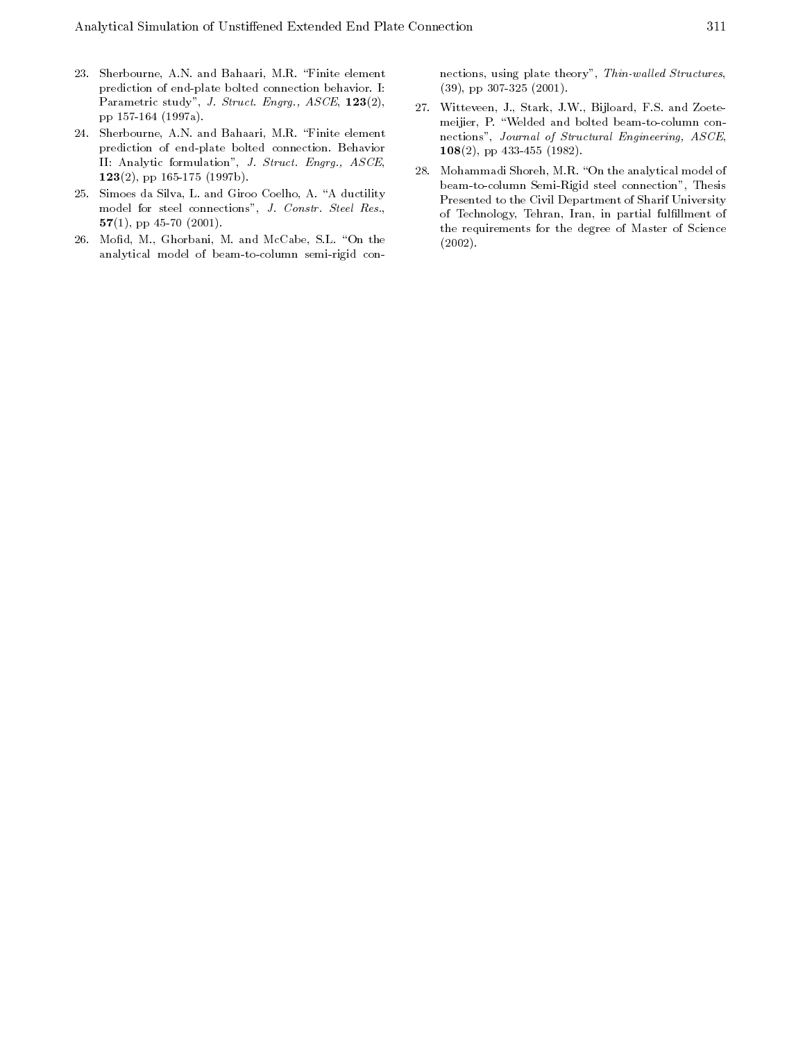23. Sherbourne, A.N. and Bahaari, M.R. "Finite element prediction of end-plate bolted connection behavior. I: Parametric study", *J. Struct. Engrg., ASCE*, **123**(2), pp 157-164 (1997a).

24. Sherbourne, A.N. and Bahaari, M.R. "Finite element prediction of end-plate bolted connection. Behavior II: Analytic formulation", *J. Struct. Engrg., ASCE*, **123**(2), pp 165-175 (1997b).

25. Simoes da Silva, L. and Giroo Coelho, A. "A ductility model for steel connections", *J. Constr. Steel Res.*, **57**(1), pp 45-70 (2001).

26. Mofid, M., Ghorbani, M. and McCabe, S.L. "On the analytical model of beam-to-column semi-rigid connections, using plate theory", *Thin-walled Structures*, (39), pp 307-325 (2001).

27. Witteveen, J., Stark, J.W., Bijloard, F.S. and Zoetemeijier, P. "Welded and bolted beam-to-column connections", *Journal of Structural Engineering, ASCE*, **108**(2), pp 433-455 (1982).

28. Mohammadi Shoreh, M.R. "On the analytical model of beam-to-column Semi-Rigid steel connection", Thesis Presented to the Civil Department of Sharif University of Technology, Tehran, Iran, in partial fulfillment of the requirements for the degree of Master of Science (2002).